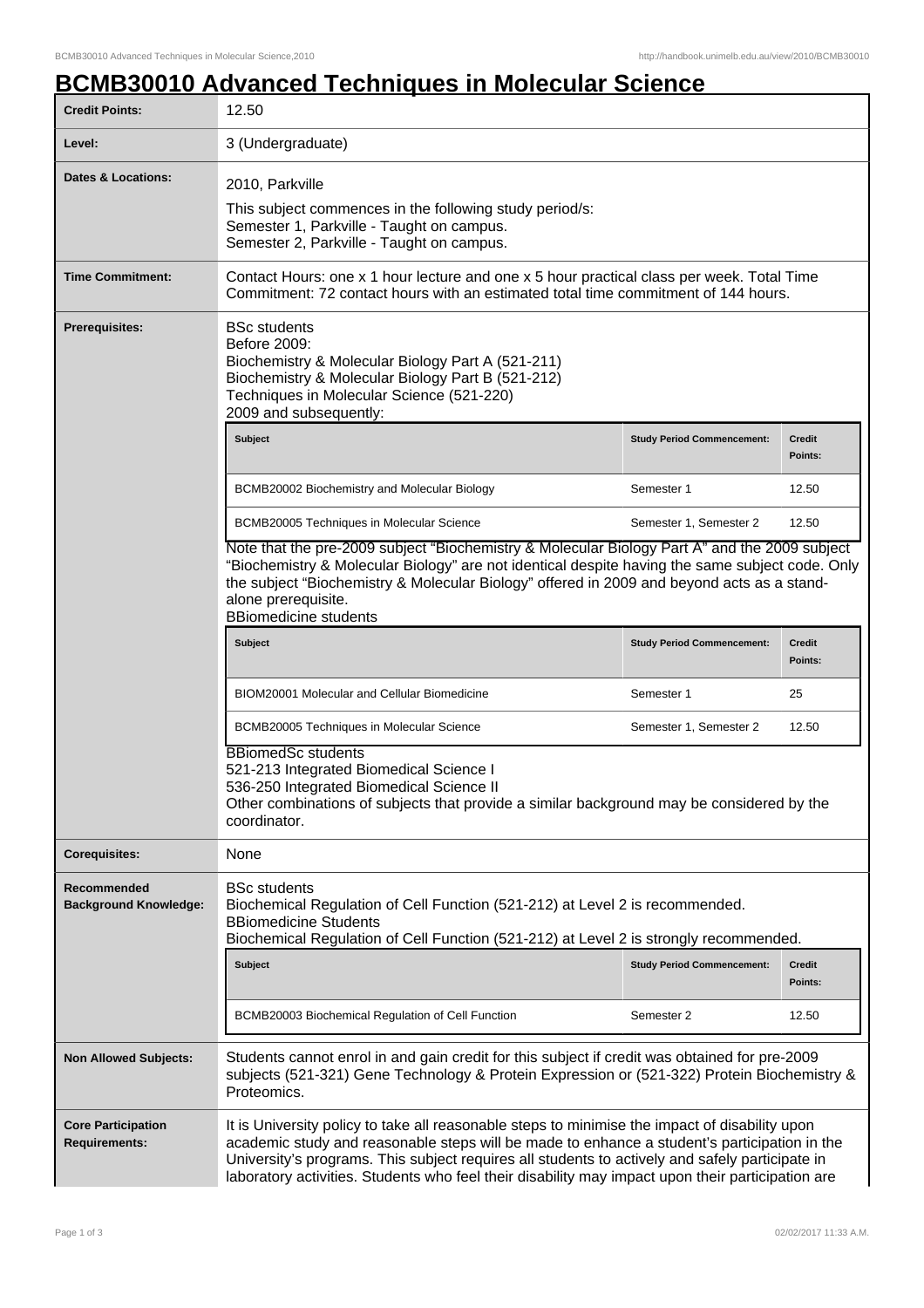# BCMB30010 Advanced Techniques in Molecular Science

| | |
|---|---|
| **Credit Points:** | 12.50 |
| **Level:** | 3 (Undergraduate) |
| **Dates & Locations:** | 2010, Parkville<br>This subject commences in the following study period/s:<br>Semester 1, Parkville - Taught on campus.<br>Semester 2, Parkville - Taught on campus. |
| **Time Commitment:** | Contact Hours: one x 1 hour lecture and one x 5 hour practical class per week. Total Time Commitment: 72 contact hours with an estimated total time commitment of 144 hours. |
| **Prerequisites:** | BSc students<br>Before 2009:<br>Biochemistry & Molecular Biology Part A (521-211)<br>Biochemistry & Molecular Biology Part B (521-212)<br>Techniques in Molecular Science (521-220)<br>2009 and subsequently: |

| Subject | Study Period Commencement: | Credit Points: |
|---|---|---|
| BCMB20002 Biochemistry and Molecular Biology | Semester 1 | 12.50 |
| BCMB20005 Techniques in Molecular Science | Semester 1, Semester 2 | 12.50 |

Note that the pre-2009 subject "Biochemistry & Molecular Biology Part A" and the 2009 subject "Biochemistry & Molecular Biology" are not identical despite having the same subject code. Only the subject "Biochemistry & Molecular Biology" offered in 2009 and beyond acts as a stand-alone prerequisite.
BBiomedicine students

| Subject | Study Period Commencement: | Credit Points: |
|---|---|---|
| BIOM20001 Molecular and Cellular Biomedicine | Semester 1 | 25 |
| BCMB20005 Techniques in Molecular Science | Semester 1, Semester 2 | 12.50 |

BBiomedSc students
521-213 Integrated Biomedical Science I
536-250 Integrated Biomedical Science II
Other combinations of subjects that provide a similar background may be considered by the coordinator.

| | |
|---|---|
| **Corequisites:** | None |
| **Recommended Background Knowledge:** | BSc students<br>Biochemical Regulation of Cell Function (521-212) at Level 2 is recommended.<br>BBiomedicine Students<br>Biochemical Regulation of Cell Function (521-212) at Level 2 is strongly recommended. |

| Subject | Study Period Commencement: | Credit Points: |
|---|---|---|
| BCMB20003 Biochemical Regulation of Cell Function | Semester 2 | 12.50 |

| | |
|---|---|
| **Non Allowed Subjects:** | Students cannot enrol in and gain credit for this subject if credit was obtained for pre-2009 subjects (521-321) Gene Technology & Protein Expression or (521-322) Protein Biochemistry & Proteomics. |
| **Core Participation Requirements:** | It is University policy to take all reasonable steps to minimise the impact of disability upon academic study and reasonable steps will be made to enhance a student's participation in the University's programs. This subject requires all students to actively and safely participate in laboratory activities. Students who feel their disability may impact upon their participation are |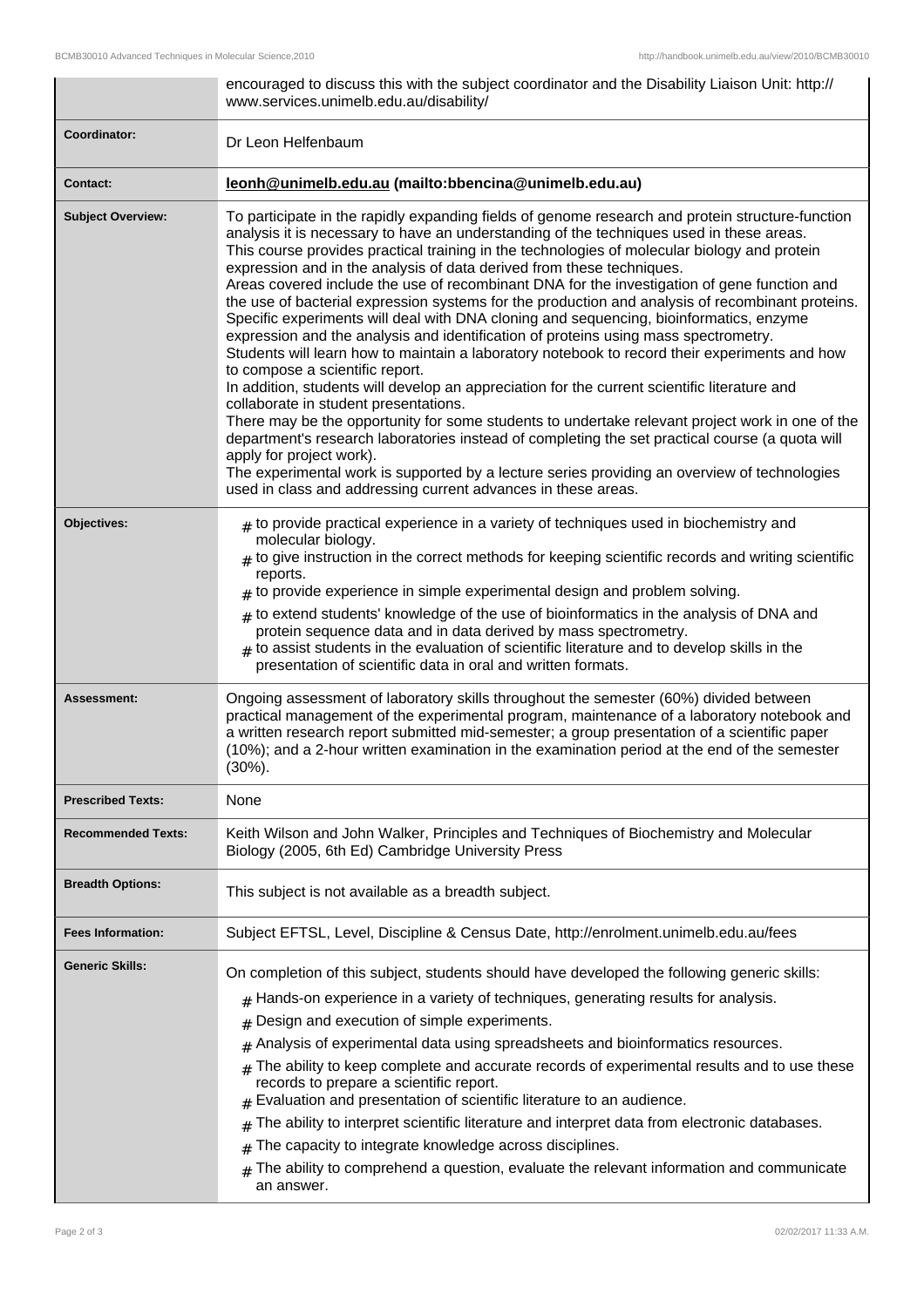| | |
|---|---|
| | encouraged to discuss this with the subject coordinator and the Disability Liaison Unit: http://www.services.unimelb.edu.au/disability/ |
| **Coordinator:** | Dr Leon Helfenbaum |
| **Contact:** | **leonh@unimelb.edu.au (mailto:bbencina@unimelb.edu.au)** |
| **Subject Overview:** | To participate in the rapidly expanding fields of genome research and protein structure-function analysis it is necessary to have an understanding of the techniques used in these areas. This course provides practical training in the technologies of molecular biology and protein expression and in the analysis of data derived from these techniques.<br>Areas covered include the use of recombinant DNA for the investigation of gene function and the use of bacterial expression systems for the production and analysis of recombinant proteins. Specific experiments will deal with DNA cloning and sequencing, bioinformatics, enzyme expression and the analysis and identification of proteins using mass spectrometry.<br>Students will learn how to maintain a laboratory notebook to record their experiments and how to compose a scientific report.<br>In addition, students will develop an appreciation for the current scientific literature and collaborate in student presentations.<br>There may be the opportunity for some students to undertake relevant project work in one of the department's research laboratories instead of completing the set practical course (a quota will apply for project work).<br>The experimental work is supported by a lecture series providing an overview of technologies used in class and addressing current advances in these areas. |
| **Objectives:** | # to provide practical experience in a variety of techniques used in biochemistry and molecular biology.<br># to give instruction in the correct methods for keeping scientific records and writing scientific reports.<br># to provide experience in simple experimental design and problem solving.<br># to extend students' knowledge of the use of bioinformatics in the analysis of DNA and protein sequence data and in data derived by mass spectrometry.<br># to assist students in the evaluation of scientific literature and to develop skills in the presentation of scientific data in oral and written formats. |
| **Assessment:** | Ongoing assessment of laboratory skills throughout the semester (60%) divided between practical management of the experimental program, maintenance of a laboratory notebook and a written research report submitted mid-semester; a group presentation of a scientific paper (10%); and a 2-hour written examination in the examination period at the end of the semester (30%). |
| **Prescribed Texts:** | None |
| **Recommended Texts:** | Keith Wilson and John Walker, Principles and Techniques of Biochemistry and Molecular Biology (2005, 6th Ed) Cambridge University Press |
| **Breadth Options:** | This subject is not available as a breadth subject. |
| **Fees Information:** | Subject EFTSL, Level, Discipline & Census Date, http://enrolment.unimelb.edu.au/fees |
| **Generic Skills:** | On completion of this subject, students should have developed the following generic skills:<br># Hands-on experience in a variety of techniques, generating results for analysis.<br># Design and execution of simple experiments.<br># Analysis of experimental data using spreadsheets and bioinformatics resources.<br># The ability to keep complete and accurate records of experimental results and to use these records to prepare a scientific report.<br># Evaluation and presentation of scientific literature to an audience.<br># The ability to interpret scientific literature and interpret data from electronic databases.<br># The capacity to integrate knowledge across disciplines.<br># The ability to comprehend a question, evaluate the relevant information and communicate an answer. |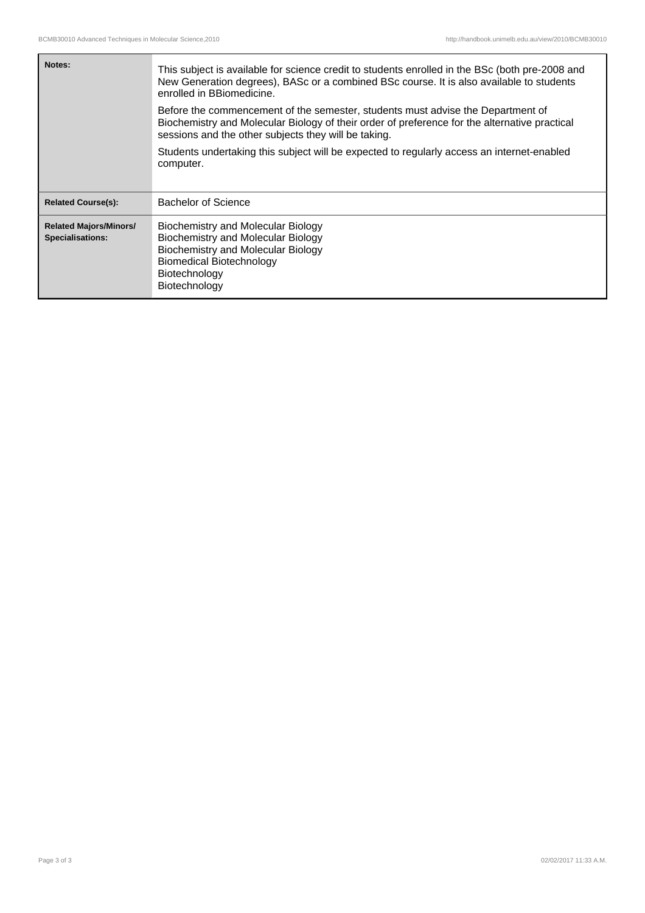| | |
|---|---|
| **Notes:** | This subject is available for science credit to students enrolled in the BSc (both pre-2008 and New Generation degrees), BASc or a combined BSc course. It is also available to students enrolled in BBiomedicine.<br><br>Before the commencement of the semester, students must advise the Department of Biochemistry and Molecular Biology of their order of preference for the alternative practical sessions and the other subjects they will be taking.<br><br>Students undertaking this subject will be expected to regularly access an internet-enabled computer. |
| **Related Course(s):** | Bachelor of Science |
| **Related Majors/Minors/ Specialisations:** | Biochemistry and Molecular Biology<br>Biochemistry and Molecular Biology<br>Biochemistry and Molecular Biology<br>Biomedical Biotechnology<br>Biotechnology<br>Biotechnology |